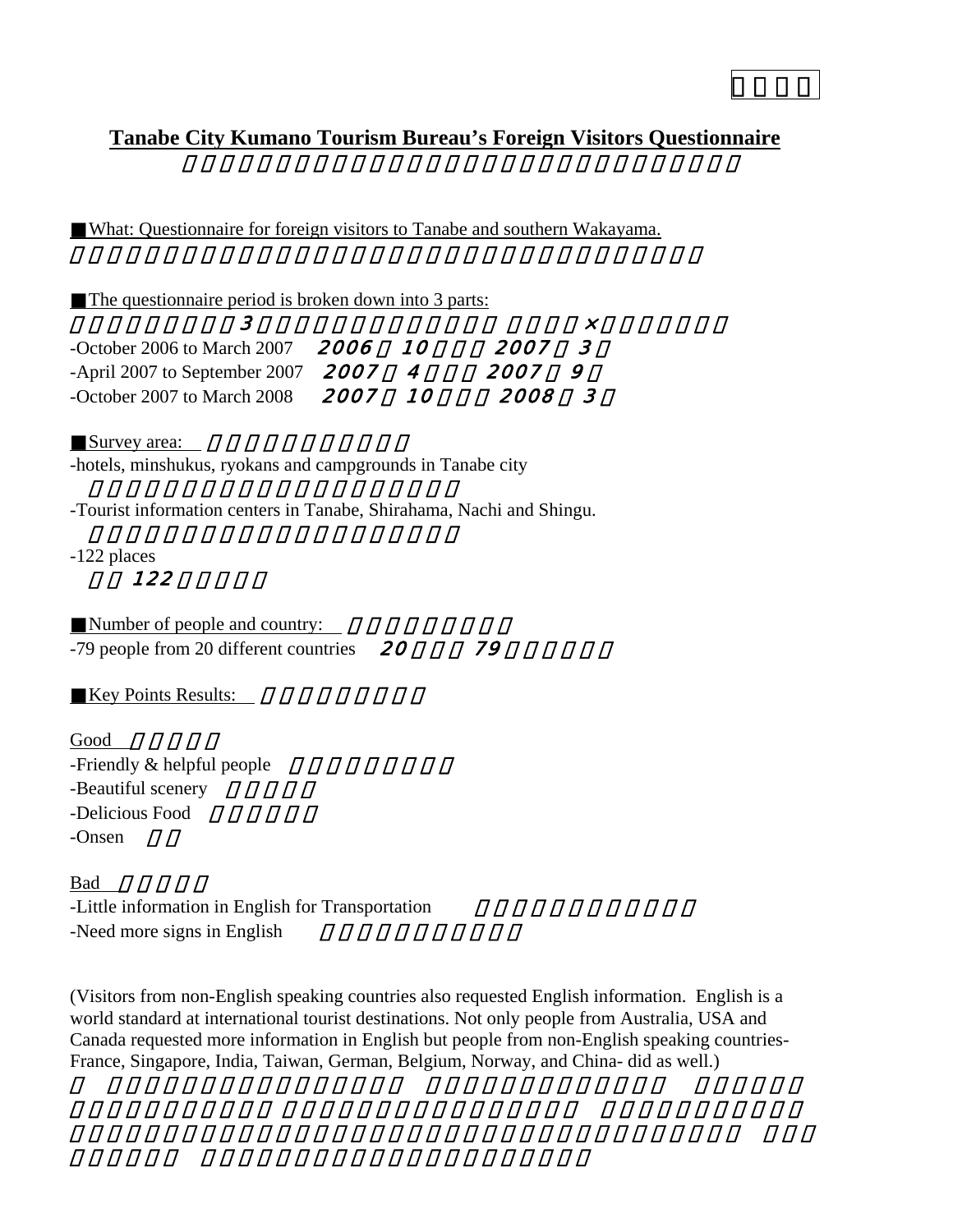## Tanabe City Kumano Tourism Bureau's Foreign Visitors Questionnaire

■What: Questionnaire for foreign visitors to Tanabe and southern Wakayama.

■The questionnaire period is broken down into 3 parts:

- October 2006 to March 2007
- April 2007 to September 2007
- October 2007 to March 2008

■Survey area:

- hotels, minshukus, ryokans and campgrounds in Tanabe city
- Tourist information centers in Tanabe, Shirahama, Nachi and Shingu.
- 122 places

■Number of people and country:

- 79 people from 20 different countries

■Key Points Results:

Good

- Friendly & helpful people
- Beautiful scenery
- Delicious Food
- Onsen

Bad

- Little information in English for Transportation
- Need more signs in English

(Visitors from non-English speaking countries also requested English information. English is a world standard at international tourist destinations. Not only people from Australia, USA and Canada requested more information in English but people from non-English speaking countries- France, Singapore, India, Taiwan, German, Belgium, Norway, and China- did as well.)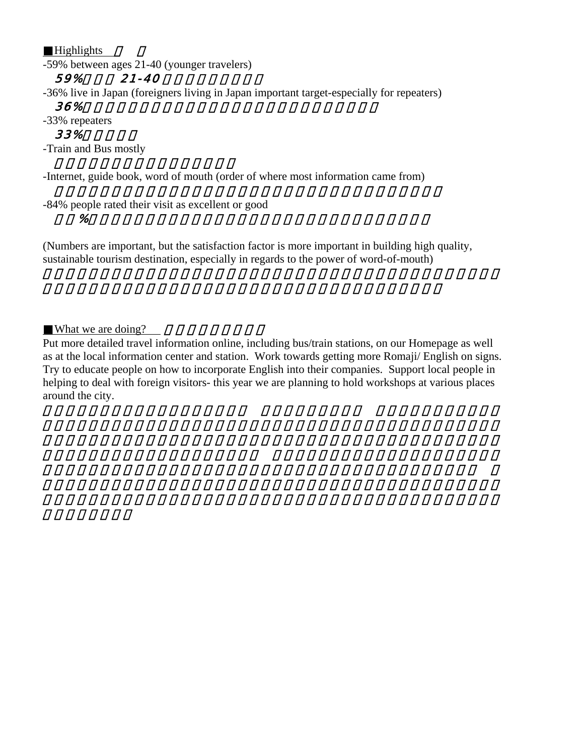■Highlights

-59% between ages 21-40 (younger travelers)

-36% live in Japan (foreigners living in Japan important target-especially for repeaters)

-33% repeaters

-Train and Bus mostly

-Internet, guide book, word of mouth (order of where most information came from)

-84% people rated their visit as excellent or good

(Numbers are important, but the satisfaction factor is more important in building high quality, sustainable tourism destination, especially in regards to the power of word-of-mouth)

■What we are doing?

Put more detailed travel information online, including bus/train stations, on our Homepage as well as at the local information center and station. Work towards getting more Romaji/ English on signs. Try to educate people on how to incorporate English into their companies. Support local people in helping to deal with foreign visitors- this year we are planning to hold workshops at various places around the city.